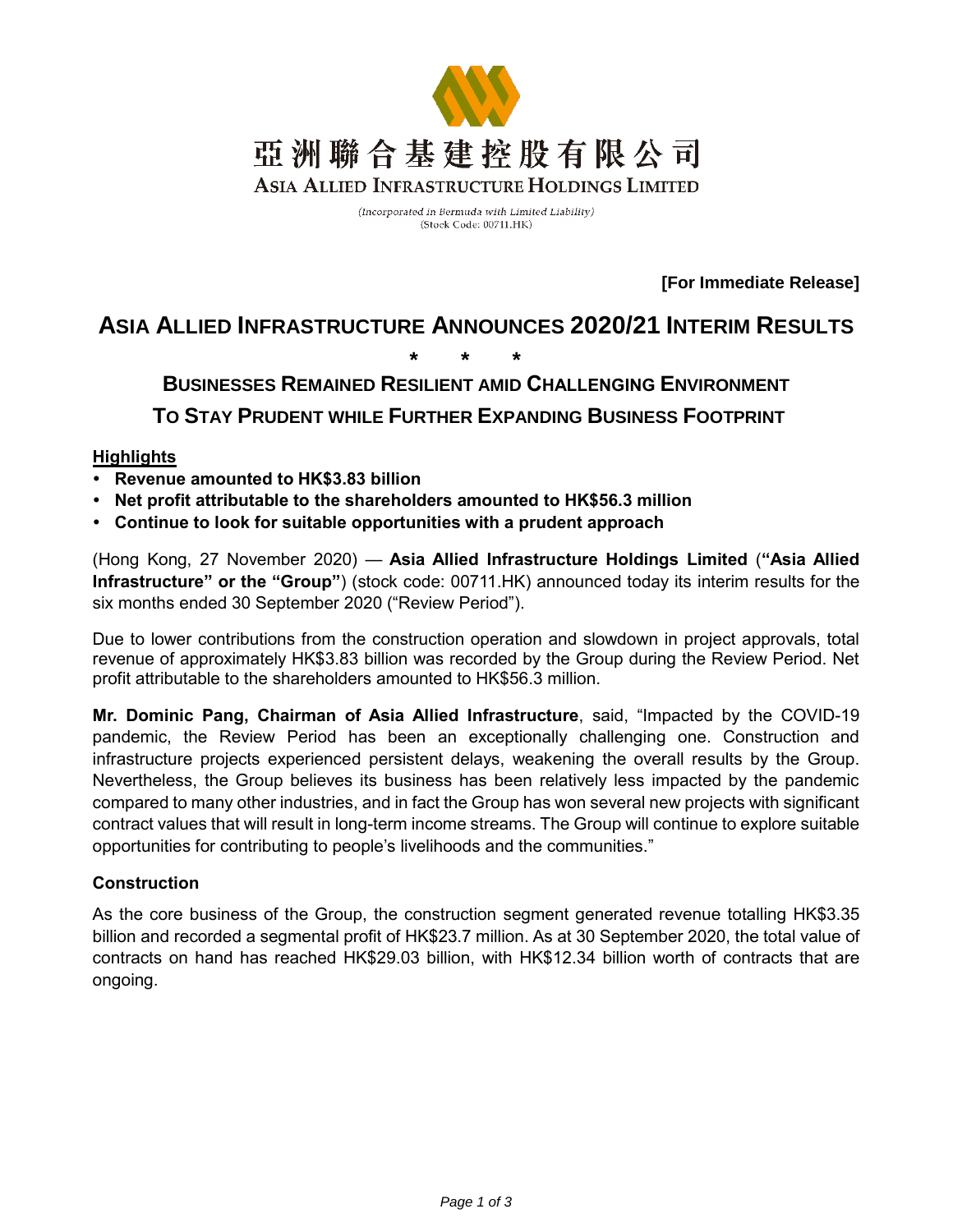亞洲聯合基建控股有限公司

ASIA ALLIED INFRASTRUCTURE HOLDINGS LIMITED

*(Incorporated in Bermuda with Limited Liability)*
(Stock Code: 00711.HK)

**[For Immediate Release]**

# ASIA ALLIED INFRASTRUCTURE ANNOUNCES 2020/21 INTERIM RESULTS

\* \* \*

## BUSINESSES REMAINED RESILIENT AMID CHALLENGING ENVIRONMENT

## TO STAY PRUDENT WHILE FURTHER EXPANDING BUSINESS FOOTPRINT

**Highlights**

- **Revenue amounted to HK$3.83 billion**
- **Net profit attributable to the shareholders amounted to HK$56.3 million**
- **Continue to look for suitable opportunities with a prudent approach**

(Hong Kong, 27 November 2020) — **Asia Allied Infrastructure Holdings Limited** (**"Asia Allied Infrastructure" or the "Group"**) (stock code: 00711.HK) announced today its interim results for the six months ended 30 September 2020 ("Review Period").

Due to lower contributions from the construction operation and slowdown in project approvals, total revenue of approximately HK$3.83 billion was recorded by the Group during the Review Period. Net profit attributable to the shareholders amounted to HK$56.3 million.

**Mr. Dominic Pang, Chairman of Asia Allied Infrastructure**, said, "Impacted by the COVID-19 pandemic, the Review Period has been an exceptionally challenging one. Construction and infrastructure projects experienced persistent delays, weakening the overall results by the Group. Nevertheless, the Group believes its business has been relatively less impacted by the pandemic compared to many other industries, and in fact the Group has won several new projects with significant contract values that will result in long-term income streams. The Group will continue to explore suitable opportunities for contributing to people's livelihoods and the communities."

### Construction

As the core business of the Group, the construction segment generated revenue totalling HK$3.35 billion and recorded a segmental profit of HK$23.7 million. As at 30 September 2020, the total value of contracts on hand has reached HK$29.03 billion, with HK$12.34 billion worth of contracts that are ongoing.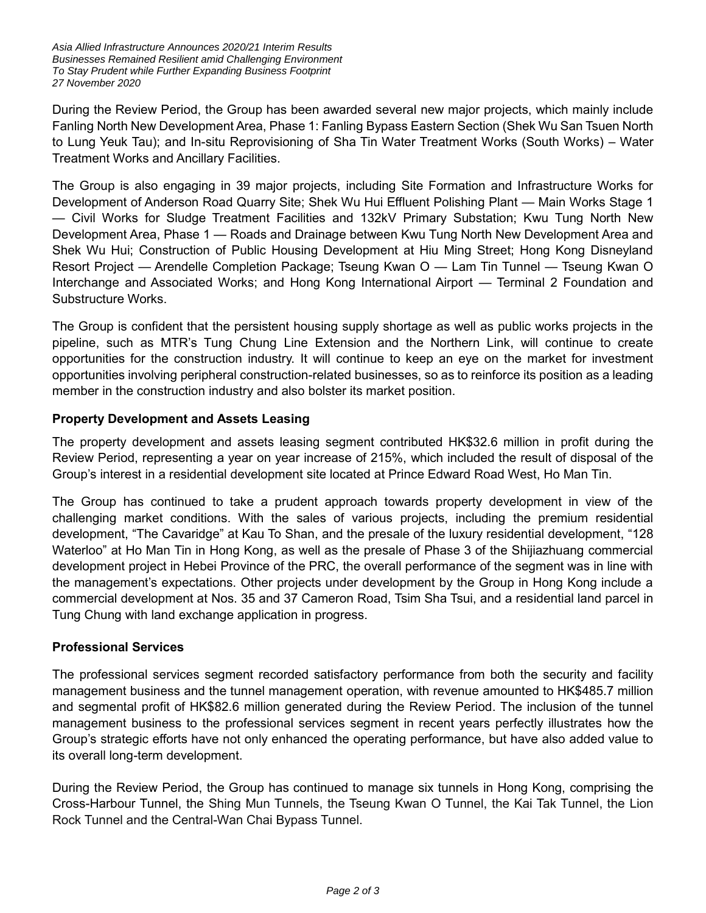During the Review Period, the Group has been awarded several new major projects, which mainly include Fanling North New Development Area, Phase 1: Fanling Bypass Eastern Section (Shek Wu San Tsuen North to Lung Yeuk Tau); and In-situ Reprovisioning of Sha Tin Water Treatment Works (South Works) – Water Treatment Works and Ancillary Facilities.

The Group is also engaging in 39 major projects, including Site Formation and Infrastructure Works for Development of Anderson Road Quarry Site; Shek Wu Hui Effluent Polishing Plant — Main Works Stage 1 — Civil Works for Sludge Treatment Facilities and 132kV Primary Substation; Kwu Tung North New Development Area, Phase 1 — Roads and Drainage between Kwu Tung North New Development Area and Shek Wu Hui; Construction of Public Housing Development at Hiu Ming Street; Hong Kong Disneyland Resort Project — Arendelle Completion Package; Tseung Kwan O — Lam Tin Tunnel — Tseung Kwan O Interchange and Associated Works; and Hong Kong International Airport — Terminal 2 Foundation and Substructure Works.

The Group is confident that the persistent housing supply shortage as well as public works projects in the pipeline, such as MTR's Tung Chung Line Extension and the Northern Link, will continue to create opportunities for the construction industry. It will continue to keep an eye on the market for investment opportunities involving peripheral construction-related businesses, so as to reinforce its position as a leading member in the construction industry and also bolster its market position.

**Property Development and Assets Leasing**

The property development and assets leasing segment contributed HK$32.6 million in profit during the Review Period, representing a year on year increase of 215%, which included the result of disposal of the Group's interest in a residential development site located at Prince Edward Road West, Ho Man Tin.

The Group has continued to take a prudent approach towards property development in view of the challenging market conditions. With the sales of various projects, including the premium residential development, "The Cavaridge" at Kau To Shan, and the presale of the luxury residential development, "128 Waterloo" at Ho Man Tin in Hong Kong, as well as the presale of Phase 3 of the Shijiazhuang commercial development project in Hebei Province of the PRC, the overall performance of the segment was in line with the management's expectations. Other projects under development by the Group in Hong Kong include a commercial development at Nos. 35 and 37 Cameron Road, Tsim Sha Tsui, and a residential land parcel in Tung Chung with land exchange application in progress.

**Professional Services**

The professional services segment recorded satisfactory performance from both the security and facility management business and the tunnel management operation, with revenue amounted to HK$485.7 million and segmental profit of HK$82.6 million generated during the Review Period. The inclusion of the tunnel management business to the professional services segment in recent years perfectly illustrates how the Group's strategic efforts have not only enhanced the operating performance, but have also added value to its overall long-term development.

During the Review Period, the Group has continued to manage six tunnels in Hong Kong, comprising the Cross-Harbour Tunnel, the Shing Mun Tunnels, the Tseung Kwan O Tunnel, the Kai Tak Tunnel, the Lion Rock Tunnel and the Central-Wan Chai Bypass Tunnel.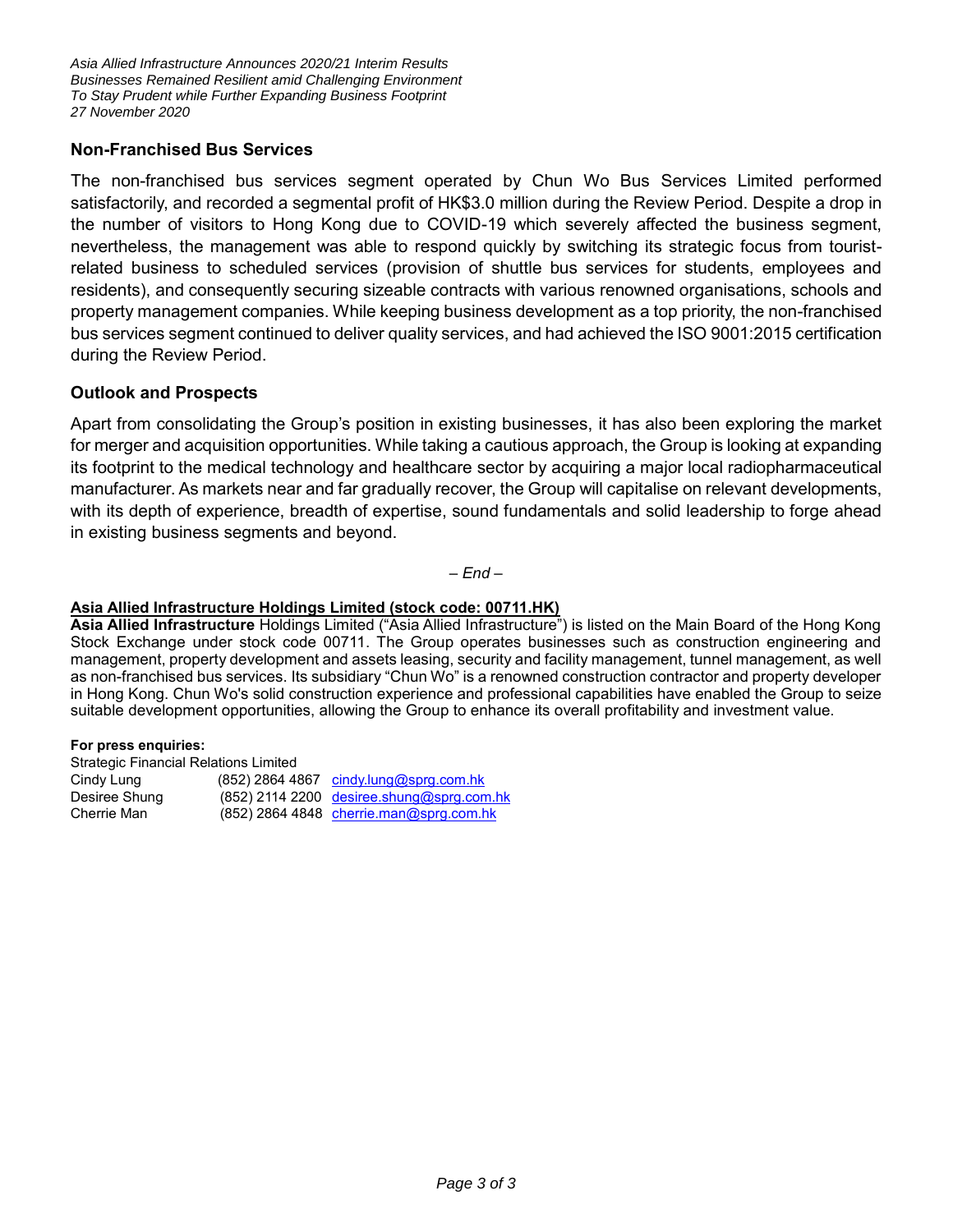## Non-Franchised Bus Services

The non-franchised bus services segment operated by Chun Wo Bus Services Limited performed satisfactorily, and recorded a segmental profit of HK$3.0 million during the Review Period. Despite a drop in the number of visitors to Hong Kong due to COVID-19 which severely affected the business segment, nevertheless, the management was able to respond quickly by switching its strategic focus from tourist-related business to scheduled services (provision of shuttle bus services for students, employees and residents), and consequently securing sizeable contracts with various renowned organisations, schools and property management companies. While keeping business development as a top priority, the non-franchised bus services segment continued to deliver quality services, and had achieved the ISO 9001:2015 certification during the Review Period.

## Outlook and Prospects

Apart from consolidating the Group's position in existing businesses, it has also been exploring the market for merger and acquisition opportunities. While taking a cautious approach, the Group is looking at expanding its footprint to the medical technology and healthcare sector by acquiring a major local radiopharmaceutical manufacturer. As markets near and far gradually recover, the Group will capitalise on relevant developments, with its depth of experience, breadth of expertise, sound fundamentals and solid leadership to forge ahead in existing business segments and beyond.

*– End –*

**Asia Allied Infrastructure Holdings Limited (stock code: 00711.HK)**

**Asia Allied Infrastructure** Holdings Limited ("Asia Allied Infrastructure") is listed on the Main Board of the Hong Kong Stock Exchange under stock code 00711. The Group operates businesses such as construction engineering and management, property development and assets leasing, security and facility management, tunnel management, as well as non-franchised bus services. Its subsidiary "Chun Wo" is a renowned construction contractor and property developer in Hong Kong. Chun Wo's solid construction experience and professional capabilities have enabled the Group to seize suitable development opportunities, allowing the Group to enhance its overall profitability and investment value.

**For press enquiries:**

Strategic Financial Relations Limited

| | | |
|---|---|---|
| Cindy Lung | (852) 2864 4867 | cindy.lung@sprg.com.hk |
| Desiree Shung | (852) 2114 2200 | desiree.shung@sprg.com.hk |
| Cherrie Man | (852) 2864 4848 | cherrie.man@sprg.com.hk |